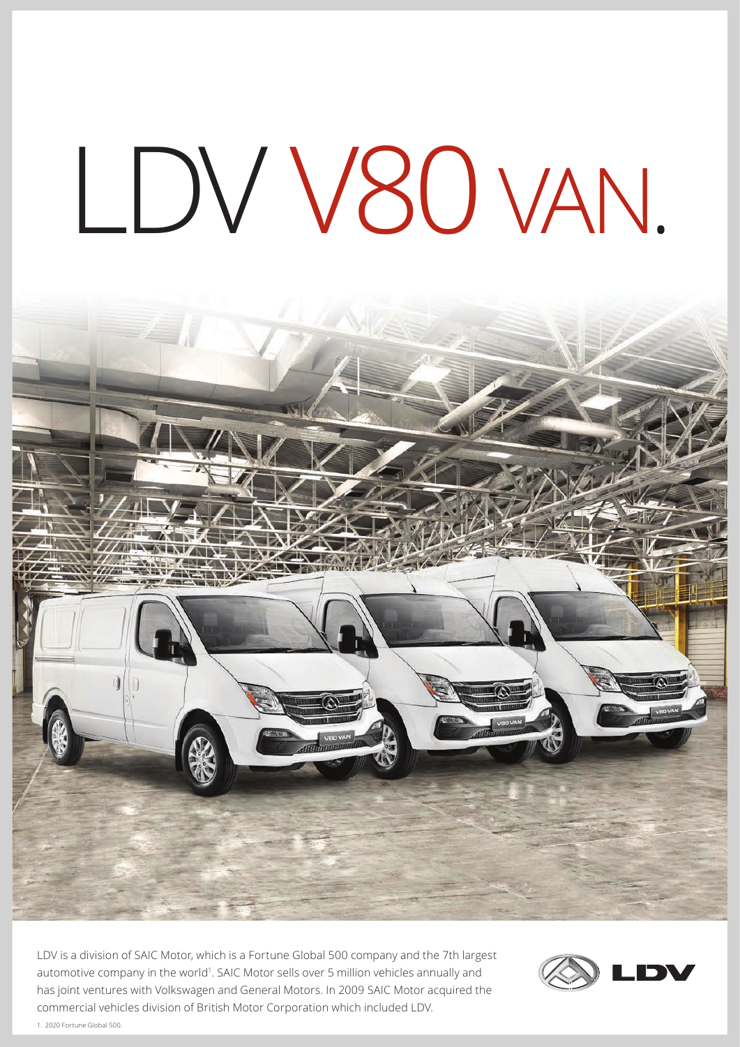# LDV V80 VAN.

LDV is a division of SAIC Motor, which is a Fortune Global 500 company and the 7th largest automotive company in the world[1]. SAIC Motor sells over 5 million vehicles annually and has joint ventures with Volkswagen and General Motors. In 2009 SAIC Motor acquired the commercial vehicles division of British Motor Corporation which included LDV.

1. 2020 Fortune Global 500.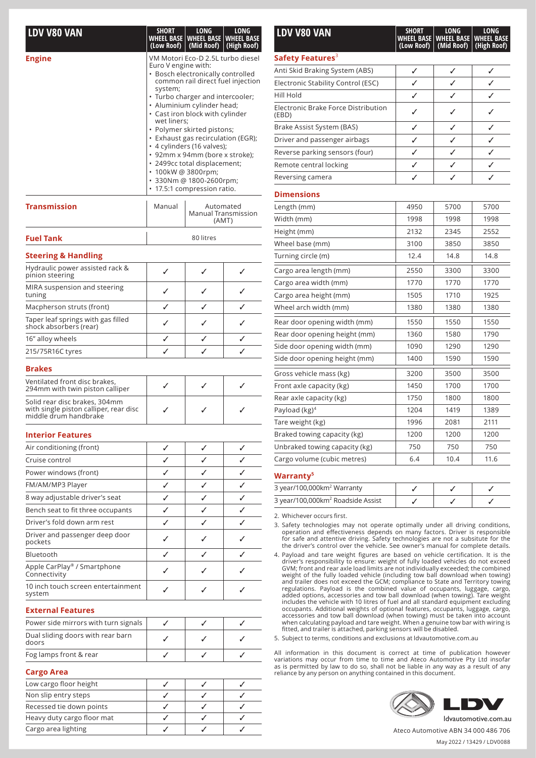| LDV V80 VAN | SHORT WHEEL BASE (Low Roof) | LONG WHEEL BASE (Mid Roof) | LONG WHEEL BASE (High Roof) |
|---|---|---|---|
| **Engine** | VM Motori Eco-D 2.5L turbo diesel Euro V engine with: • Bosch electronically controlled common rail direct fuel injection system; • Turbo charger and intercooler; • Aluminium cylinder head; • Cast iron block with cylinder wet liners; • Polymer skirted pistons; • Exhaust gas recirculation (EGR); • 4 cylinders (16 valves); • 92mm x 94mm (bore x stroke); • 2499cc total displacement; • 100kW @ 3800rpm; • 330Nm @ 1800-2600rpm; • 17.5:1 compression ratio. | | |
| **Transmission** | Manual | Automated Manual Transmission (AMT) | |
| **Fuel Tank** | 80 litres | | |
| **Steering & Handling** | | | |
| Hydraulic power assisted rack & pinion steering | ✓ | ✓ | ✓ |
| MIRA suspension and steering tuning | ✓ | ✓ | ✓ |
| Macpherson struts (front) | ✓ | ✓ | ✓ |
| Taper leaf springs with gas filled shock absorbers (rear) | ✓ | ✓ | ✓ |
| 16" alloy wheels | ✓ | ✓ | ✓ |
| 215/75R16C tyres | ✓ | ✓ | ✓ |
| **Brakes** | | | |
| Ventilated front disc brakes, 294mm with twin piston calliper | ✓ | ✓ | ✓ |
| Solid rear disc brakes, 304mm with single piston calliper, rear disc middle drum handbrake | ✓ | ✓ | ✓ |
| **Interior Features** | | | |
| Air conditioning (front) | ✓ | ✓ | ✓ |
| Cruise control | ✓ | ✓ | ✓ |
| Power windows (front) | ✓ | ✓ | ✓ |
| FM/AM/MP3 Player | ✓ | ✓ | ✓ |
| 8 way adjustable driver's seat | ✓ | ✓ | ✓ |
| Bench seat to fit three occupants | ✓ | ✓ | ✓ |
| Driver's fold down arm rest | ✓ | ✓ | ✓ |
| Driver and passenger deep door pockets | ✓ | ✓ | ✓ |
| Bluetooth | ✓ | ✓ | ✓ |
| Apple CarPlay® / Smartphone Connectivity | ✓ | ✓ | ✓ |
| 10 inch touch screen entertainment system | ✓ | ✓ | ✓ |
| **External Features** | | | |
| Power side mirrors with turn signals | ✓ | ✓ | ✓ |
| Dual sliding doors with rear barn doors | ✓ | ✓ | ✓ |
| Fog lamps front & rear | ✓ | ✓ | ✓ |
| **Cargo Area** | | | |
| Low cargo floor height | ✓ | ✓ | ✓ |
| Non slip entry steps | ✓ | ✓ | ✓ |
| Recessed tie down points | ✓ | ✓ | ✓ |
| Heavy duty cargo floor mat | ✓ | ✓ | ✓ |
| Cargo area lighting | ✓ | ✓ | ✓ |

| LDV V80 VAN | SHORT WHEEL BASE (Low Roof) | LONG WHEEL BASE (Mid Roof) | LONG WHEEL BASE (High Roof) |
|---|---|---|---|
| **Safety Features[3]** | | | |
| Anti Skid Braking System (ABS) | ✓ | ✓ | ✓ |
| Electronic Stability Control (ESC) | ✓ | ✓ | ✓ |
| Hill Hold | ✓ | ✓ | ✓ |
| Electronic Brake Force Distribution (EBD) | ✓ | ✓ | ✓ |
| Brake Assist System (BAS) | ✓ | ✓ | ✓ |
| Driver and passenger airbags | ✓ | ✓ | ✓ |
| Reverse parking sensors (four) | ✓ | ✓ | ✓ |
| Remote central locking | ✓ | ✓ | ✓ |
| Reversing camera | ✓ | ✓ | ✓ |
| **Dimensions** | | | |
| Length (mm) | 4950 | 5700 | 5700 |
| Width (mm) | 1998 | 1998 | 1998 |
| Height (mm) | 2132 | 2345 | 2552 |
| Wheel base (mm) | 3100 | 3850 | 3850 |
| Turning circle (m) | 12.4 | 14.8 | 14.8 |
| Cargo area length (mm) | 2550 | 3300 | 3300 |
| Cargo area width (mm) | 1770 | 1770 | 1770 |
| Cargo area height (mm) | 1505 | 1710 | 1925 |
| Wheel arch width (mm) | 1380 | 1380 | 1380 |
| Rear door opening width (mm) | 1550 | 1550 | 1550 |
| Rear door opening height (mm) | 1360 | 1580 | 1790 |
| Side door opening width (mm) | 1090 | 1290 | 1290 |
| Side door opening height (mm) | 1400 | 1590 | 1590 |
| Gross vehicle mass (kg) | 3200 | 3500 | 3500 |
| Front axle capacity (kg) | 1450 | 1700 | 1700 |
| Rear axle capacity (kg) | 1750 | 1800 | 1800 |
| Payload (kg)[4] | 1204 | 1419 | 1389 |
| Tare weight (kg) | 1996 | 2081 | 2111 |
| Braked towing capacity (kg) | 1200 | 1200 | 1200 |
| Unbraked towing capacity (kg) | 750 | 750 | 750 |
| Cargo volume (cubic metres) | 6.4 | 10.4 | 11.6 |
| **Warranty[5]** | | | |
| 3 year/100,000km[2] Warranty | ✓ | ✓ | ✓ |
| 3 year/100,000km[2] Roadside Assist | ✓ | ✓ | ✓ |

2. Whichever occurs first.

3. Safety technologies may not operate optimally under all driving conditions, operation and effectiveness depends on many factors. Driver is responsible for safe and attentive driving. Safety technologies are not a subsitute for the the driver's control over the vehicle. See owner's manual for complete details.

4. Payload and tare weight figures are based on vehicle certification. It is the driver's responsibility to ensure: weight of fully loaded vehicles do not exceed GVM; front and rear axle load limits are not individually exceeded; the combined weight of the fully loaded vehicle (including tow ball download when towing) and trailer does not exceed the GCM; compliance to State and Territory towing regulations. Payload is the combined value of occupants, luggage, cargo, added options, accessories and tow ball download (when towing). Tare weight includes the vehicle with 10 litres of fuel and all standard equipment excluding occupants. Additional weights of optional features, occupants, luggage, cargo, accessories and tow ball download (when towing) must be taken into account when calculating payload and tare weight. When a genuine tow bar with wiring is fitted, and trailer is attached, parking sensors will be disabled.

5. Subject to terms, conditions and exclusions at ldvautomotive.com.au

All information in this document is correct at time of publication however variations may occur from time to time and Ateco Automotive Pty Ltd insofar as is permitted by law to do so, shall not be liable in any way as a result of any reliance by any person on anything contained in this document.

LDV

ldvautomotive.com.au

Ateco Automotive ABN 34 000 486 706

May 2022 / 13429 / LDV0088